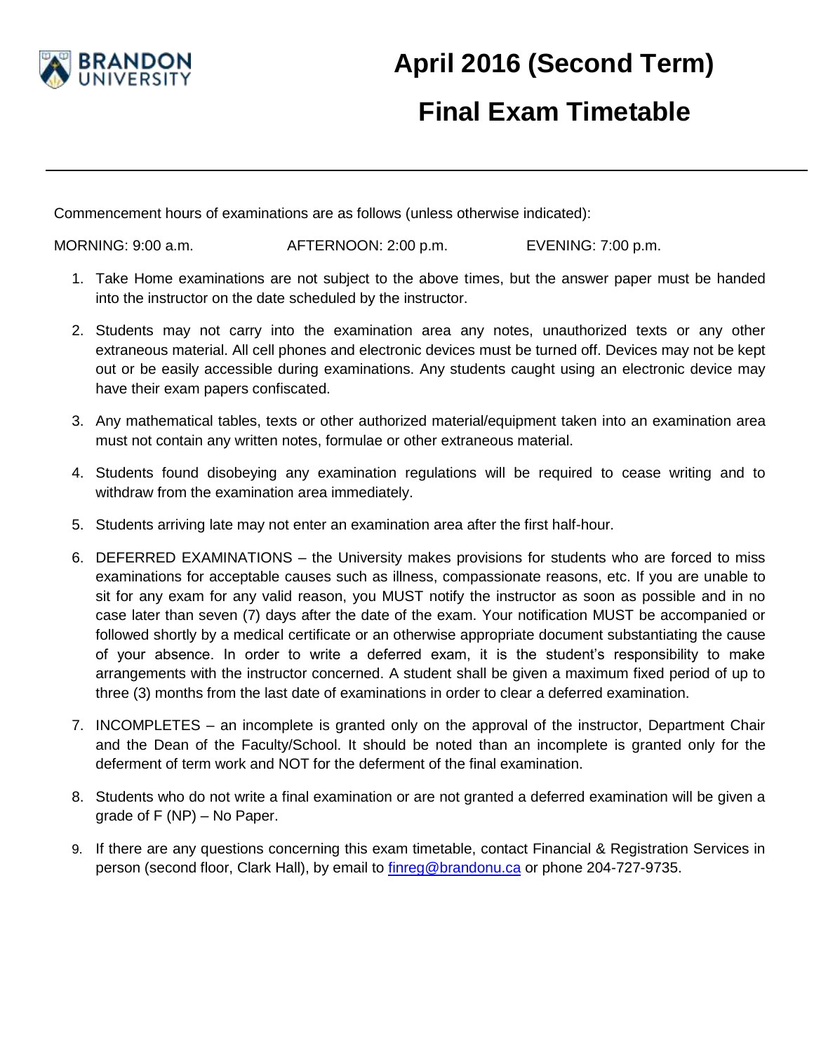BRANDON UNIVERSITY

# April 2016 (Second Term)

# Final Exam Timetable

---

Commencement hours of examinations are as follows (unless otherwise indicated):

MORNING: 9:00 a.m. AFTERNOON: 2:00 p.m. EVENING: 7:00 p.m.

1. Take Home examinations are not subject to the above times, but the answer paper must be handed into the instructor on the date scheduled by the instructor.
2. Students may not carry into the examination area any notes, unauthorized texts or any other extraneous material. All cell phones and electronic devices must be turned off. Devices may not be kept out or be easily accessible during examinations. Any students caught using an electronic device may have their exam papers confiscated.
3. Any mathematical tables, texts or other authorized material/equipment taken into an examination area must not contain any written notes, formulae or other extraneous material.
4. Students found disobeying any examination regulations will be required to cease writing and to withdraw from the examination area immediately.
5. Students arriving late may not enter an examination area after the first half-hour.
6. DEFERRED EXAMINATIONS – the University makes provisions for students who are forced to miss examinations for acceptable causes such as illness, compassionate reasons, etc. If you are unable to sit for any exam for any valid reason, you MUST notify the instructor as soon as possible and in no case later than seven (7) days after the date of the exam. Your notification MUST be accompanied or followed shortly by a medical certificate or an otherwise appropriate document substantiating the cause of your absence. In order to write a deferred exam, it is the student's responsibility to make arrangements with the instructor concerned. A student shall be given a maximum fixed period of up to three (3) months from the last date of examinations in order to clear a deferred examination.
7. INCOMPLETES – an incomplete is granted only on the approval of the instructor, Department Chair and the Dean of the Faculty/School. It should be noted than an incomplete is granted only for the deferment of term work and NOT for the deferment of the final examination.
8. Students who do not write a final examination or are not granted a deferred examination will be given a grade of F (NP) – No Paper.
9. If there are any questions concerning this exam timetable, contact Financial & Registration Services in person (second floor, Clark Hall), by email to finreg@brandonu.ca or phone 204-727-9735.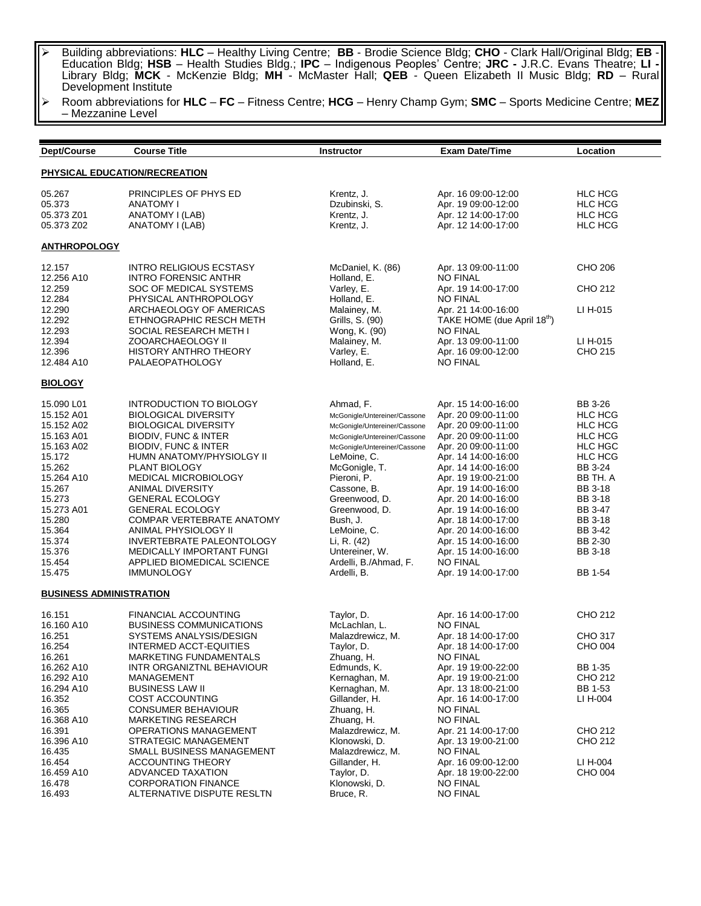- Building abbreviations: **HLC** – Healthy Living Centre; **BB** - Brodie Science Bldg; **CHO** - Clark Hall/Original Bldg; **EB** - Education Bldg; **HSB** – Health Studies Bldg.; **IPC** – Indigenous Peoples' Centre; **JRC -** J.R.C. Evans Theatre; **LI -** Library Bldg; **MCK** - McKenzie Bldg; **MH** - McMaster Hall; **QEB** - Queen Elizabeth II Music Bldg; **RD** – Rural Development Institute
- Room abbreviations for **HLC** – **FC** – Fitness Centre; **HCG** – Henry Champ Gym; **SMC** – Sports Medicine Centre; **MEZ** – Mezzanine Level

| Dept/Course | Course Title | Instructor | Exam Date/Time | Location |
|---|---|---|---|---|
| **PHYSICAL EDUCATION/RECREATION** | | | | |
| 05.267 | PRINCIPLES OF PHYS ED | Krentz, J. | Apr. 16 09:00-12:00 | HLC HCG |
| 05.373 | ANATOMY I | Dzubinski, S. | Apr. 19 09:00-12:00 | HLC HCG |
| 05.373 Z01 | ANATOMY I (LAB) | Krentz, J. | Apr. 12 14:00-17:00 | HLC HCG |
| 05.373 Z02 | ANATOMY I (LAB) | Krentz, J. | Apr. 12 14:00-17:00 | HLC HCG |
| **ANTHROPOLOGY** | | | | |
| 12.157 | INTRO RELIGIOUS ECSTASY | McDaniel, K. (86) | Apr. 13 09:00-11:00 | CHO 206 |
| 12.256 A10 | INTRO FORENSIC ANTHR | Holland, E. | NO FINAL | |
| 12.259 | SOC OF MEDICAL SYSTEMS | Varley, E. | Apr. 19 14:00-17:00 | CHO 212 |
| 12.284 | PHYSICAL ANTHROPOLOGY | Holland, E. | NO FINAL | |
| 12.290 | ARCHAEOLOGY OF AMERICAS | Malainey, M. | Apr. 21 14:00-16:00 | LI H-015 |
| 12.292 | ETHNOGRAPHIC RESCH METH | Grills, S. (90) | TAKE HOME (due April 18th) | |
| 12.293 | SOCIAL RESEARCH METH I | Wong, K. (90) | NO FINAL | |
| 12.394 | ZOOARCHAEOLOGY II | Malainey, M. | Apr. 13 09:00-11:00 | LI H-015 |
| 12.396 | HISTORY ANTHRO THEORY | Varley, E. | Apr. 16 09:00-12:00 | CHO 215 |
| 12.484 A10 | PALAEOPATHOLOGY | Holland, E. | NO FINAL | |
| **BIOLOGY** | | | | |
| 15.090 L01 | INTRODUCTION TO BIOLOGY | Ahmad, F. | Apr. 15 14:00-16:00 | BB 3-26 |
| 15.152 A01 | BIOLOGICAL DIVERSITY | McGonigle/Untereiner/Cassone | Apr. 20 09:00-11:00 | HLC HCG |
| 15.152 A02 | BIOLOGICAL DIVERSITY | McGonigle/Untereiner/Cassone | Apr. 20 09:00-11:00 | HLC HCG |
| 15.163 A01 | BIODIV, FUNC & INTER | McGonigle/Untereiner/Cassone | Apr. 20 09:00-11:00 | HLC HCG |
| 15.163 A02 | BIODIV, FUNC & INTER | McGonigle/Untereiner/Cassone | Apr. 20 09:00-11:00 | HLC HGC |
| 15.172 | HUMN ANATOMY/PHYSIOLGY II | LeMoine, C. | Apr. 14 14:00-16:00 | HLC HCG |
| 15.262 | PLANT BIOLOGY | McGonigle, T. | Apr. 14 14:00-16:00 | BB 3-24 |
| 15.264 A10 | MEDICAL MICROBIOLOGY | Pieroni, P. | Apr. 19 19:00-21:00 | BB TH. A |
| 15.267 | ANIMAL DIVERSITY | Cassone, B. | Apr. 19 14:00-16:00 | BB 3-18 |
| 15.273 | GENERAL ECOLOGY | Greenwood, D. | Apr. 20 14:00-16:00 | BB 3-18 |
| 15.273 A01 | GENERAL ECOLOGY | Greenwood, D. | Apr. 19 14:00-16:00 | BB 3-47 |
| 15.280 | COMPAR VERTEBRATE ANATOMY | Bush, J. | Apr. 18 14:00-17:00 | BB 3-18 |
| 15.364 | ANIMAL PHYSIOLOGY II | LeMoine, C. | Apr. 20 14:00-16:00 | BB 3-42 |
| 15.374 | INVERTEBRATE PALEONTOLOGY | Li, R. (42) | Apr. 15 14:00-16:00 | BB 2-30 |
| 15.376 | MEDICALLY IMPORTANT FUNGI | Untereiner, W. | Apr. 15 14:00-16:00 | BB 3-18 |
| 15.454 | APPLIED BIOMEDICAL SCIENCE | Ardelli, B./Ahmad, F. | NO FINAL | |
| 15.475 | IMMUNOLOGY | Ardelli, B. | Apr. 19 14:00-17:00 | BB 1-54 |
| **BUSINESS ADMINISTRATION** | | | | |
| 16.151 | FINANCIAL ACCOUNTING | Taylor, D. | Apr. 16 14:00-17:00 | CHO 212 |
| 16.160 A10 | BUSINESS COMMUNICATIONS | McLachlan, L. | NO FINAL | |
| 16.251 | SYSTEMS ANALYSIS/DESIGN | Malazdrewicz, M. | Apr. 18 14:00-17:00 | CHO 317 |
| 16.254 | INTERMED ACCT-EQUITIES | Taylor, D. | Apr. 18 14:00-17:00 | CHO 004 |
| 16.261 | MARKETING FUNDAMENTALS | Zhuang, H. | NO FINAL | |
| 16.262 A10 | INTR ORGANIZTNL BEHAVIOUR | Edmunds, K. | Apr. 19 19:00-22:00 | BB 1-35 |
| 16.292 A10 | MANAGEMENT | Kernaghan, M. | Apr. 19 19:00-21:00 | CHO 212 |
| 16.294 A10 | BUSINESS LAW II | Kernaghan, M. | Apr. 13 18:00-21:00 | BB 1-53 |
| 16.352 | COST ACCOUNTING | Gillander, H. | Apr. 16 14:00-17:00 | LI H-004 |
| 16.365 | CONSUMER BEHAVIOUR | Zhuang, H. | NO FINAL | |
| 16.368 A10 | MARKETING RESEARCH | Zhuang, H. | NO FINAL | |
| 16.391 | OPERATIONS MANAGEMENT | Malazdrewicz, M. | Apr. 21 14:00-17:00 | CHO 212 |
| 16.396 A10 | STRATEGIC MANAGEMENT | Klonowski, D. | Apr. 13 19:00-21:00 | CHO 212 |
| 16.435 | SMALL BUSINESS MANAGEMENT | Malazdrewicz, M. | NO FINAL | |
| 16.454 | ACCOUNTING THEORY | Gillander, H. | Apr. 16 09:00-12:00 | LI H-004 |
| 16.459 A10 | ADVANCED TAXATION | Taylor, D. | Apr. 18 19:00-22:00 | CHO 004 |
| 16.478 | CORPORATION FINANCE | Klonowski, D. | NO FINAL | |
| 16.493 | ALTERNATIVE DISPUTE RESLTN | Bruce, R. | NO FINAL | |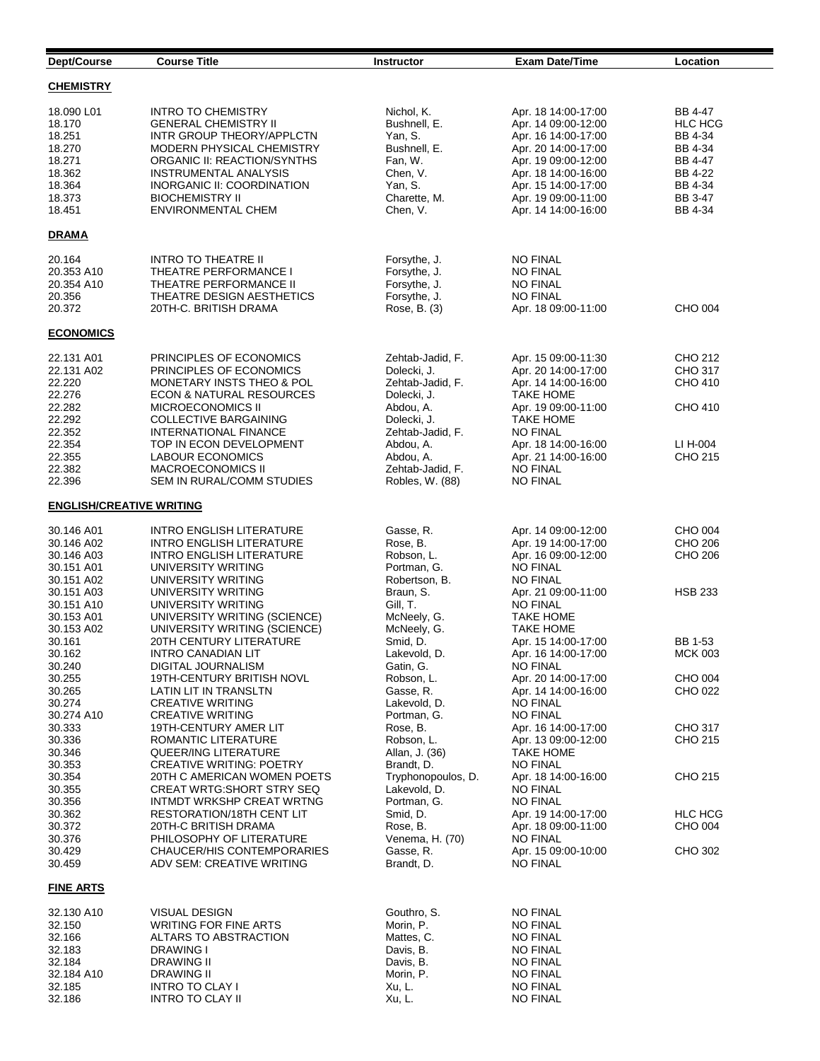| Dept/Course | Course Title | Instructor | Exam Date/Time | Location |
|---|---|---|---|---|
| **CHEMISTRY** | | | | |
| 18.090 L01 | INTRO TO CHEMISTRY | Nichol, K. | Apr. 18 14:00-17:00 | BB 4-47 |
| 18.170 | GENERAL CHEMISTRY II | Bushnell, E. | Apr. 14 09:00-12:00 | HLC HCG |
| 18.251 | INTR GROUP THEORY/APPLCTN | Yan, S. | Apr. 16 14:00-17:00 | BB 4-34 |
| 18.270 | MODERN PHYSICAL CHEMISTRY | Bushnell, E. | Apr. 20 14:00-17:00 | BB 4-34 |
| 18.271 | ORGANIC II: REACTION/SYNTHS | Fan, W. | Apr. 19 09:00-12:00 | BB 4-47 |
| 18.362 | INSTRUMENTAL ANALYSIS | Chen, V. | Apr. 18 14:00-16:00 | BB 4-22 |
| 18.364 | INORGANIC II: COORDINATION | Yan, S. | Apr. 15 14:00-17:00 | BB 4-34 |
| 18.373 | BIOCHEMISTRY II | Charette, M. | Apr. 19 09:00-11:00 | BB 3-47 |
| 18.451 | ENVIRONMENTAL CHEM | Chen, V. | Apr. 14 14:00-16:00 | BB 4-34 |
| **DRAMA** | | | | |
| 20.164 | INTRO TO THEATRE II | Forsythe, J. | NO FINAL | |
| 20.353 A10 | THEATRE PERFORMANCE I | Forsythe, J. | NO FINAL | |
| 20.354 A10 | THEATRE PERFORMANCE II | Forsythe, J. | NO FINAL | |
| 20.356 | THEATRE DESIGN AESTHETICS | Forsythe, J. | NO FINAL | |
| 20.372 | 20TH-C. BRITISH DRAMA | Rose, B. (3) | Apr. 18 09:00-11:00 | CHO 004 |
| **ECONOMICS** | | | | |
| 22.131 A01 | PRINCIPLES OF ECONOMICS | Zehtab-Jadid, F. | Apr. 15 09:00-11:30 | CHO 212 |
| 22.131 A02 | PRINCIPLES OF ECONOMICS | Dolecki, J. | Apr. 20 14:00-17:00 | CHO 317 |
| 22.220 | MONETARY INSTS THEO & POL | Zehtab-Jadid, F. | Apr. 14 14:00-16:00 | CHO 410 |
| 22.276 | ECON & NATURAL RESOURCES | Dolecki, J. | TAKE HOME | |
| 22.282 | MICROECONOMICS II | Abdou, A. | Apr. 19 09:00-11:00 | CHO 410 |
| 22.292 | COLLECTIVE BARGAINING | Dolecki, J. | TAKE HOME | |
| 22.352 | INTERNATIONAL FINANCE | Zehtab-Jadid, F. | NO FINAL | |
| 22.354 | TOP IN ECON DEVELOPMENT | Abdou, A. | Apr. 18 14:00-16:00 | LI H-004 |
| 22.355 | LABOUR ECONOMICS | Abdou, A. | Apr. 21 14:00-16:00 | CHO 215 |
| 22.382 | MACROECONOMICS II | Zehtab-Jadid, F. | NO FINAL | |
| 22.396 | SEM IN RURAL/COMM STUDIES | Robles, W. (88) | NO FINAL | |
| **ENGLISH/CREATIVE WRITING** | | | | |
| 30.146 A01 | INTRO ENGLISH LITERATURE | Gasse, R. | Apr. 14 09:00-12:00 | CHO 004 |
| 30.146 A02 | INTRO ENGLISH LITERATURE | Rose, B. | Apr. 19 14:00-17:00 | CHO 206 |
| 30.146 A03 | INTRO ENGLISH LITERATURE | Robson, L. | Apr. 16 09:00-12:00 | CHO 206 |
| 30.151 A01 | UNIVERSITY WRITING | Portman, G. | NO FINAL | |
| 30.151 A02 | UNIVERSITY WRITING | Robertson, B. | NO FINAL | |
| 30.151 A03 | UNIVERSITY WRITING | Braun, S. | Apr. 21 09:00-11:00 | HSB 233 |
| 30.151 A10 | UNIVERSITY WRITING | Gill, T. | NO FINAL | |
| 30.153 A01 | UNIVERSITY WRITING (SCIENCE) | McNeely, G. | TAKE HOME | |
| 30.153 A02 | UNIVERSITY WRITING (SCIENCE) | McNeely, G. | TAKE HOME | |
| 30.161 | 20TH CENTURY LITERATURE | Smid, D. | Apr. 15 14:00-17:00 | BB 1-53 |
| 30.162 | INTRO CANADIAN LIT | Lakevold, D. | Apr. 16 14:00-17:00 | MCK 003 |
| 30.240 | DIGITAL JOURNALISM | Gatin, G. | NO FINAL | |
| 30.255 | 19TH-CENTURY BRITISH NOVL | Robson, L. | Apr. 20 14:00-17:00 | CHO 004 |
| 30.265 | LATIN LIT IN TRANSLTN | Gasse, R. | Apr. 14 14:00-16:00 | CHO 022 |
| 30.274 | CREATIVE WRITING | Lakevold, D. | NO FINAL | |
| 30.274 A10 | CREATIVE WRITING | Portman, G. | NO FINAL | |
| 30.333 | 19TH-CENTURY AMER LIT | Rose, B. | Apr. 16 14:00-17:00 | CHO 317 |
| 30.336 | ROMANTIC LITERATURE | Robson, L. | Apr. 13 09:00-12:00 | CHO 215 |
| 30.346 | QUEER/ING LITERATURE | Allan, J. (36) | TAKE HOME | |
| 30.353 | CREATIVE WRITING: POETRY | Brandt, D. | NO FINAL | |
| 30.354 | 20TH C AMERICAN WOMEN POETS | Tryphonopoulos, D. | Apr. 18 14:00-16:00 | CHO 215 |
| 30.355 | CREAT WRTG:SHORT STRY SEQ | Lakevold, D. | NO FINAL | |
| 30.356 | INTMDT WRKSHP CREAT WRTNG | Portman, G. | NO FINAL | |
| 30.362 | RESTORATION/18TH CENT LIT | Smid, D. | Apr. 19 14:00-17:00 | HLC HCG |
| 30.372 | 20TH-C BRITISH DRAMA | Rose, B. | Apr. 18 09:00-11:00 | CHO 004 |
| 30.376 | PHILOSOPHY OF LITERATURE | Venema, H. (70) | NO FINAL | |
| 30.429 | CHAUCER/HIS CONTEMPORARIES | Gasse, R. | Apr. 15 09:00-10:00 | CHO 302 |
| 30.459 | ADV SEM: CREATIVE WRITING | Brandt, D. | NO FINAL | |
| **FINE ARTS** | | | | |
| 32.130 A10 | VISUAL DESIGN | Gouthro, S. | NO FINAL | |
| 32.150 | WRITING FOR FINE ARTS | Morin, P. | NO FINAL | |
| 32.166 | ALTARS TO ABSTRACTION | Mattes, C. | NO FINAL | |
| 32.183 | DRAWING I | Davis, B. | NO FINAL | |
| 32.184 | DRAWING II | Davis, B. | NO FINAL | |
| 32.184 A10 | DRAWING II | Morin, P. | NO FINAL | |
| 32.185 | INTRO TO CLAY I | Xu, L. | NO FINAL | |
| 32.186 | INTRO TO CLAY II | Xu, L. | NO FINAL | |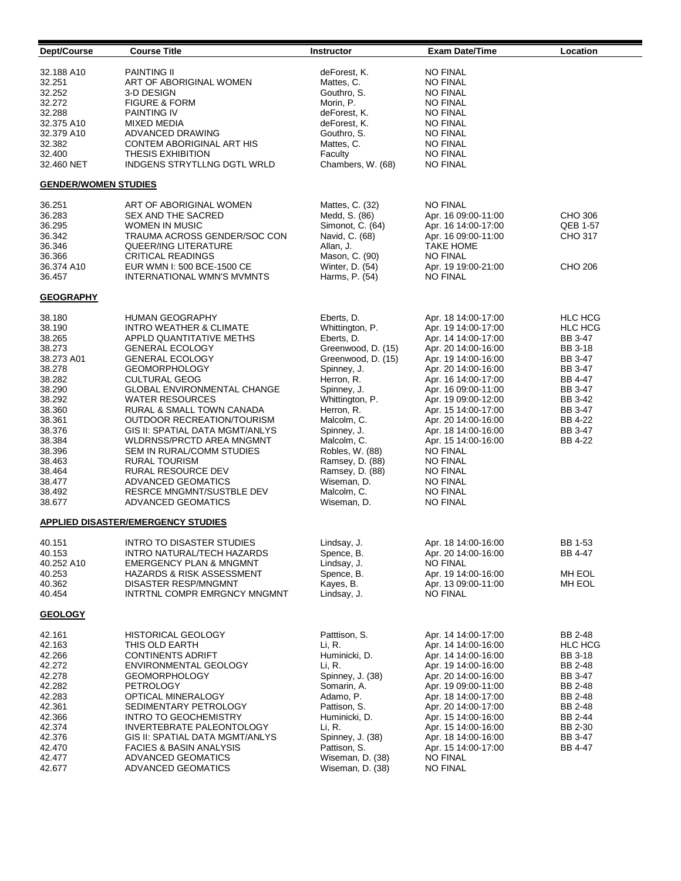| Dept/Course | Course Title | Instructor | Exam Date/Time | Location |
|---|---|---|---|---|
| 32.188 A10 | PAINTING II | deForest, K. | NO FINAL | |
| 32.251 | ART OF ABORIGINAL WOMEN | Mattes, C. | NO FINAL | |
| 32.252 | 3-D DESIGN | Gouthro, S. | NO FINAL | |
| 32.272 | FIGURE & FORM | Morin, P. | NO FINAL | |
| 32.288 | PAINTING IV | deForest, K. | NO FINAL | |
| 32.375 A10 | MIXED MEDIA | deForest, K. | NO FINAL | |
| 32.379 A10 | ADVANCED DRAWING | Gouthro, S. | NO FINAL | |
| 32.382 | CONTEM ABORIGINAL ART HIS | Mattes, C. | NO FINAL | |
| 32.400 | THESIS EXHIBITION | Faculty | NO FINAL | |
| 32.460 NET | INDGENS STRYTLLNG DGTL WRLD | Chambers, W. (68) | NO FINAL | |

## GENDER/WOMEN STUDIES

| Dept/Course | Course Title | Instructor | Exam Date/Time | Location |
|---|---|---|---|---|
| 36.251 | ART OF ABORIGINAL WOMEN | Mattes, C. (32) | NO FINAL | |
| 36.283 | SEX AND THE SACRED | Medd, S. (86) | Apr. 16 09:00-11:00 | CHO 306 |
| 36.295 | WOMEN IN MUSIC | Simonot, C. (64) | Apr. 16 14:00-17:00 | QEB 1-57 |
| 36.342 | TRAUMA ACROSS GENDER/SOC CON | Navid, C. (68) | Apr. 16 09:00-11:00 | CHO 317 |
| 36.346 | QUEER/ING LITERATURE | Allan, J. | TAKE HOME | |
| 36.366 | CRITICAL READINGS | Mason, C. (90) | NO FINAL | |
| 36.374 A10 | EUR WMN I: 500 BCE-1500 CE | Winter, D. (54) | Apr. 19 19:00-21:00 | CHO 206 |
| 36.457 | INTERNATIONAL WMN'S MVMNTS | Harms, P. (54) | NO FINAL | |

## GEOGRAPHY

| Dept/Course | Course Title | Instructor | Exam Date/Time | Location |
|---|---|---|---|---|
| 38.180 | HUMAN GEOGRAPHY | Eberts, D. | Apr. 18 14:00-17:00 | HLC HCG |
| 38.190 | INTRO WEATHER & CLIMATE | Whittington, P. | Apr. 19 14:00-17:00 | HLC HCG |
| 38.265 | APPLD QUANTITATIVE METHS | Eberts, D. | Apr. 14 14:00-17:00 | BB 3-47 |
| 38.273 | GENERAL ECOLOGY | Greenwood, D. (15) | Apr. 20 14:00-16:00 | BB 3-18 |
| 38.273 A01 | GENERAL ECOLOGY | Greenwood, D. (15) | Apr. 19 14:00-16:00 | BB 3-47 |
| 38.278 | GEOMORPHOLOGY | Spinney, J. | Apr. 20 14:00-16:00 | BB 3-47 |
| 38.282 | CULTURAL GEOG | Herron, R. | Apr. 16 14:00-17:00 | BB 4-47 |
| 38.290 | GLOBAL ENVIRONMENTAL CHANGE | Spinney, J. | Apr. 16 09:00-11:00 | BB 3-47 |
| 38.292 | WATER RESOURCES | Whittington, P. | Apr. 19 09:00-12:00 | BB 3-42 |
| 38.360 | RURAL & SMALL TOWN CANADA | Herron, R. | Apr. 15 14:00-17:00 | BB 3-47 |
| 38.361 | OUTDOOR RECREATION/TOURISM | Malcolm, C. | Apr. 20 14:00-16:00 | BB 4-22 |
| 38.376 | GIS II: SPATIAL DATA MGMT/ANLYS | Spinney, J. | Apr. 18 14:00-16:00 | BB 3-47 |
| 38.384 | WLDRNSS/PRCTD AREA MNGMNT | Malcolm, C. | Apr. 15 14:00-16:00 | BB 4-22 |
| 38.396 | SEM IN RURAL/COMM STUDIES | Robles, W. (88) | NO FINAL | |
| 38.463 | RURAL TOURISM | Ramsey, D. (88) | NO FINAL | |
| 38.464 | RURAL RESOURCE DEV | Ramsey, D. (88) | NO FINAL | |
| 38.477 | ADVANCED GEOMATICS | Wiseman, D. | NO FINAL | |
| 38.492 | RESRCE MNGMNT/SUSTBLE DEV | Malcolm, C. | NO FINAL | |
| 38.677 | ADVANCED GEOMATICS | Wiseman, D. | NO FINAL | |

## APPLIED DISASTER/EMERGENCY STUDIES

| Dept/Course | Course Title | Instructor | Exam Date/Time | Location |
|---|---|---|---|---|
| 40.151 | INTRO TO DISASTER STUDIES | Lindsay, J. | Apr. 18 14:00-16:00 | BB 1-53 |
| 40.153 | INTRO NATURAL/TECH HAZARDS | Spence, B. | Apr. 20 14:00-16:00 | BB 4-47 |
| 40.252 A10 | EMERGENCY PLAN & MNGMNT | Lindsay, J. | NO FINAL | |
| 40.253 | HAZARDS & RISK ASSESSMENT | Spence, B. | Apr. 19 14:00-16:00 | MH EOL |
| 40.362 | DISASTER RESP/MNGMNT | Kayes, B. | Apr. 13 09:00-11:00 | MH EOL |
| 40.454 | INTRTNL COMPR EMRGNCY MNGMNT | Lindsay, J. | NO FINAL | |

## GEOLOGY

| Dept/Course | Course Title | Instructor | Exam Date/Time | Location |
|---|---|---|---|---|
| 42.161 | HISTORICAL GEOLOGY | Patttison, S. | Apr. 14 14:00-17:00 | BB 2-48 |
| 42.163 | THIS OLD EARTH | Li, R. | Apr. 14 14:00-16:00 | HLC HCG |
| 42.266 | CONTINENTS ADRIFT | Huminicki, D. | Apr. 14 14:00-16:00 | BB 3-18 |
| 42.272 | ENVIRONMENTAL GEOLOGY | Li, R. | Apr. 19 14:00-16:00 | BB 2-48 |
| 42.278 | GEOMORPHOLOGY | Spinney, J. (38) | Apr. 20 14:00-16:00 | BB 3-47 |
| 42.282 | PETROLOGY | Somarin, A. | Apr. 19 09:00-11:00 | BB 2-48 |
| 42.283 | OPTICAL MINERALOGY | Adamo, P. | Apr. 18 14:00-17:00 | BB 2-48 |
| 42.361 | SEDIMENTARY PETROLOGY | Pattison, S. | Apr. 20 14:00-17:00 | BB 2-48 |
| 42.366 | INTRO TO GEOCHEMISTRY | Huminicki, D. | Apr. 15 14:00-16:00 | BB 2-44 |
| 42.374 | INVERTEBRATE PALEONTOLOGY | Li, R. | Apr. 15 14:00-16:00 | BB 2-30 |
| 42.376 | GIS II: SPATIAL DATA MGMT/ANLYS | Spinney, J. (38) | Apr. 18 14:00-16:00 | BB 3-47 |
| 42.470 | FACIES & BASIN ANALYSIS | Pattison, S. | Apr. 15 14:00-17:00 | BB 4-47 |
| 42.477 | ADVANCED GEOMATICS | Wiseman, D. (38) | NO FINAL | |
| 42.677 | ADVANCED GEOMATICS | Wiseman, D. (38) | NO FINAL | |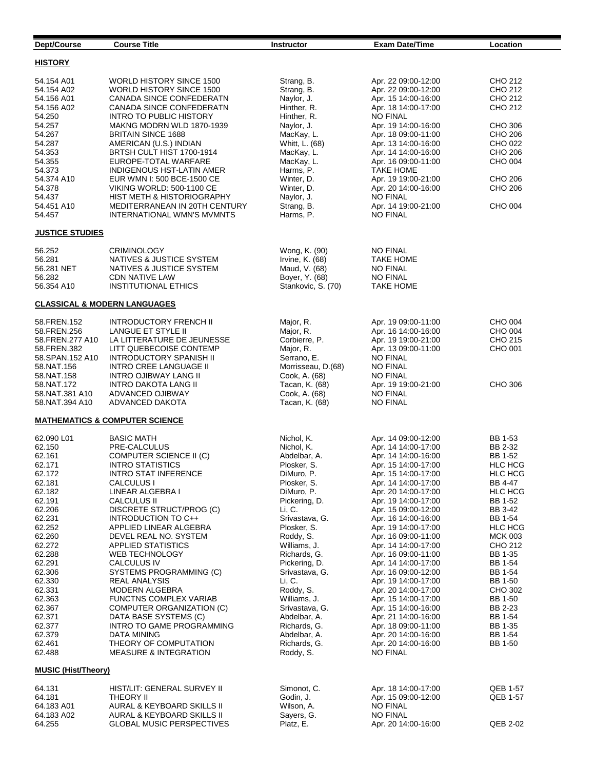| Dept/Course | Course Title | Instructor | Exam Date/Time | Location |
|---|---|---|---|---|
| **HISTORY** | | | | |
| 54.154 A01 | WORLD HISTORY SINCE 1500 | Strang, B. | Apr. 22 09:00-12:00 | CHO 212 |
| 54.154 A02 | WORLD HISTORY SINCE 1500 | Strang, B. | Apr. 22 09:00-12:00 | CHO 212 |
| 54.156 A01 | CANADA SINCE CONFEDERATN | Naylor, J. | Apr. 15 14:00-16:00 | CHO 212 |
| 54.156 A02 | CANADA SINCE CONFEDERATN | Hinther, R. | Apr. 18 14:00-17:00 | CHO 212 |
| 54.250 | INTRO TO PUBLIC HISTORY | Hinther, R. | NO FINAL | |
| 54.257 | MAKNG MODRN WLD 1870-1939 | Naylor, J. | Apr. 19 14:00-16:00 | CHO 306 |
| 54.267 | BRITAIN SINCE 1688 | MacKay, L. | Apr. 18 09:00-11:00 | CHO 206 |
| 54.287 | AMERICAN (U.S.) INDIAN | Whitt, L. (68) | Apr. 13 14:00-16:00 | CHO 022 |
| 54.353 | BRTSH CULT HIST 1700-1914 | MacKay, L. | Apr. 14 14:00-16:00 | CHO 206 |
| 54.355 | EUROPE-TOTAL WARFARE | MacKay, L. | Apr. 16 09:00-11:00 | CHO 004 |
| 54.373 | INDIGENOUS HST-LATIN AMER | Harms, P. | TAKE HOME | |
| 54.374 A10 | EUR WMN I: 500 BCE-1500 CE | Winter, D. | Apr. 19 19:00-21:00 | CHO 206 |
| 54.378 | VIKING WORLD: 500-1100 CE | Winter, D. | Apr. 20 14:00-16:00 | CHO 206 |
| 54.437 | HIST METH & HISTORIOGRAPHY | Naylor, J. | NO FINAL | |
| 54.451 A10 | MEDITERRANEAN IN 20TH CENTURY | Strang, B. | Apr. 14 19:00-21:00 | CHO 004 |
| 54.457 | INTERNATIONAL WMN'S MVMNTS | Harms, P. | NO FINAL | |
| **JUSTICE STUDIES** | | | | |
| 56.252 | CRIMINOLOGY | Wong, K. (90) | NO FINAL | |
| 56.281 | NATIVES & JUSTICE SYSTEM | Irvine, K. (68) | TAKE HOME | |
| 56.281 NET | NATIVES & JUSTICE SYSTEM | Maud, V. (68) | NO FINAL | |
| 56.282 | CDN NATIVE LAW | Boyer, Y. (68) | NO FINAL | |
| 56.354 A10 | INSTITUTIONAL ETHICS | Stankovic, S. (70) | TAKE HOME | |
| **CLASSICAL & MODERN LANGUAGES** | | | | |
| 58.FREN.152 | INTRODUCTORY FRENCH II | Major, R. | Apr. 19 09:00-11:00 | CHO 004 |
| 58.FREN.256 | LANGUE ET STYLE II | Major, R. | Apr. 16 14:00-16:00 | CHO 004 |
| 58.FREN.277 A10 | LA LITTERATURE DE JEUNESSE | Corbierre, P. | Apr. 19 19:00-21:00 | CHO 215 |
| 58.FREN.382 | LITT QUEBECOISE CONTEMP | Major, R. | Apr. 13 09:00-11:00 | CHO 001 |
| 58.SPAN.152 A10 | INTRODUCTORY SPANISH II | Serrano, E. | NO FINAL | |
| 58.NAT.156 | INTRO CREE LANGUAGE II | Morrisseau, D.(68) | NO FINAL | |
| 58.NAT.158 | INTRO OJIBWAY LANG II | Cook, A. (68) | NO FINAL | |
| 58.NAT.172 | INTRO DAKOTA LANG II | Tacan, K. (68) | Apr. 19 19:00-21:00 | CHO 306 |
| 58.NAT.381 A10 | ADVANCED OJIBWAY | Cook, A. (68) | NO FINAL | |
| 58.NAT.394 A10 | ADVANCED DAKOTA | Tacan, K. (68) | NO FINAL | |
| **MATHEMATICS & COMPUTER SCIENCE** | | | | |
| 62.090 L01 | BASIC MATH | Nichol, K. | Apr. 14 09:00-12:00 | BB 1-53 |
| 62.150 | PRE-CALCULUS | Nichol, K. | Apr. 14 14:00-17:00 | BB 2-32 |
| 62.161 | COMPUTER SCIENCE II (C) | Abdelbar, A. | Apr. 14 14:00-16:00 | BB 1-52 |
| 62.171 | INTRO STATISTICS | Plosker, S. | Apr. 15 14:00-17:00 | HLC HCG |
| 62.172 | INTRO STAT INFERENCE | DiMuro, P. | Apr. 15 14:00-17:00 | HLC HCG |
| 62.181 | CALCULUS I | Plosker, S. | Apr. 14 14:00-17:00 | BB 4-47 |
| 62.182 | LINEAR ALGEBRA I | DiMuro, P. | Apr. 20 14:00-17:00 | HLC HCG |
| 62.191 | CALCULUS II | Pickering, D. | Apr. 19 14:00-17:00 | BB 1-52 |
| 62.206 | DISCRETE STRUCT/PROG (C) | Li, C. | Apr. 15 09:00-12:00 | BB 3-42 |
| 62.231 | INTRODUCTION TO C++ | Srivastava, G. | Apr. 16 14:00-16:00 | BB 1-54 |
| 62.252 | APPLIED LINEAR ALGEBRA | Plosker, S. | Apr. 19 14:00-17:00 | HLC HCG |
| 62.260 | DEVEL REAL NO. SYSTEM | Roddy, S. | Apr. 16 09:00-11:00 | MCK 003 |
| 62.272 | APPLIED STATISTICS | Williams, J. | Apr. 14 14:00-17:00 | CHO 212 |
| 62.288 | WEB TECHNOLOGY | Richards, G. | Apr. 16 09:00-11:00 | BB 1-35 |
| 62.291 | CALCULUS IV | Pickering, D. | Apr. 14 14:00-17:00 | BB 1-54 |
| 62.306 | SYSTEMS PROGRAMMING (C) | Srivastava, G. | Apr. 16 09:00-12:00 | BB 1-54 |
| 62.330 | REAL ANALYSIS | Li, C. | Apr. 19 14:00-17:00 | BB 1-50 |
| 62.331 | MODERN ALGEBRA | Roddy, S. | Apr. 20 14:00-17:00 | CHO 302 |
| 62.363 | FUNCTNS COMPLEX VARIAB | Williams, J. | Apr. 15 14:00-17:00 | BB 1-50 |
| 62.367 | COMPUTER ORGANIZATION (C) | Srivastava, G. | Apr. 15 14:00-16:00 | BB 2-23 |
| 62.371 | DATA BASE SYSTEMS (C) | Abdelbar, A. | Apr. 21 14:00-16:00 | BB 1-54 |
| 62.377 | INTRO TO GAME PROGRAMMING | Richards, G. | Apr. 18 09:00-11:00 | BB 1-35 |
| 62.379 | DATA MINING | Abdelbar, A. | Apr. 20 14:00-16:00 | BB 1-54 |
| 62.461 | THEORY OF COMPUTATION | Richards, G. | Apr. 20 14:00-16:00 | BB 1-50 |
| 62.488 | MEASURE & INTEGRATION | Roddy, S. | NO FINAL | |
| **MUSIC (Hist/Theory)** | | | | |
| 64.131 | HIST/LIT: GENERAL SURVEY II | Simonot, C. | Apr. 18 14:00-17:00 | QEB 1-57 |
| 64.181 | THEORY II | Godin, J. | Apr. 15 09:00-12:00 | QEB 1-57 |
| 64.183 A01 | AURAL & KEYBOARD SKILLS II | Wilson, A. | NO FINAL | |
| 64.183 A02 | AURAL & KEYBOARD SKILLS II | Sayers, G. | NO FINAL | |
| 64.255 | GLOBAL MUSIC PERSPECTIVES | Platz, E. | Apr. 20 14:00-16:00 | QEB 2-02 |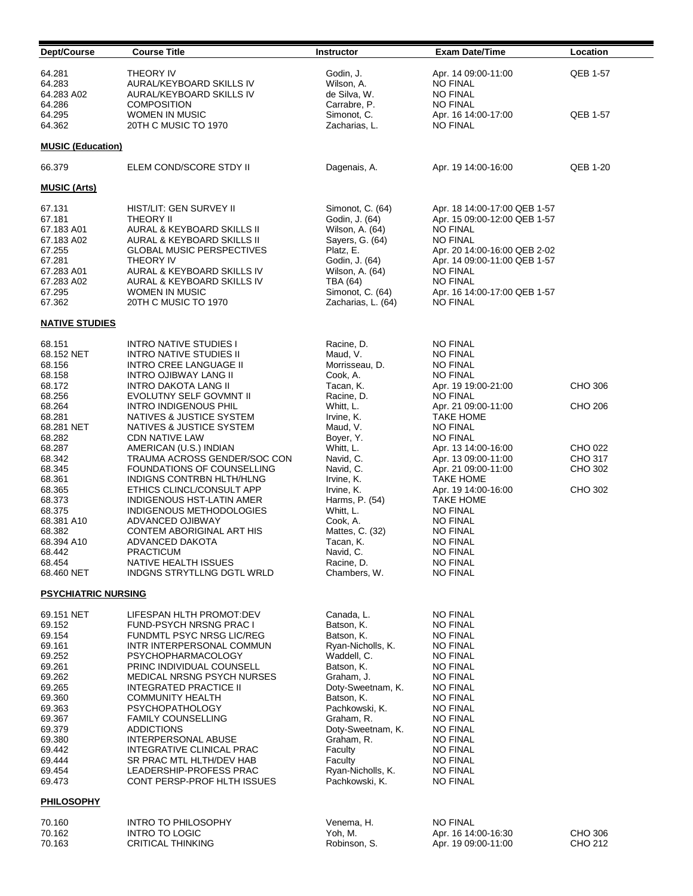| Dept/Course | Course Title | Instructor | Exam Date/Time | Location |
|---|---|---|---|---|
| 64.281 | THEORY IV | Godin, J. | Apr. 14 09:00-11:00 | QEB 1-57 |
| 64.283 | AURAL/KEYBOARD SKILLS IV | Wilson, A. | NO FINAL | |
| 64.283 A02 | AURAL/KEYBOARD SKILLS IV | de Silva, W. | NO FINAL | |
| 64.286 | COMPOSITION | Carrabre, P. | NO FINAL | |
| 64.295 | WOMEN IN MUSIC | Simonot, C. | Apr. 16 14:00-17:00 | QEB 1-57 |
| 64.362 | 20TH C MUSIC TO 1970 | Zacharias, L. | NO FINAL | |

**MUSIC (Education)**

| Dept/Course | Course Title | Instructor | Exam Date/Time | Location |
|---|---|---|---|---|
| 66.379 | ELEM COND/SCORE STDY II | Dagenais, A. | Apr. 19 14:00-16:00 | QEB 1-20 |

**MUSIC (Arts)**

| Dept/Course | Course Title | Instructor | Exam Date/Time | Location |
|---|---|---|---|---|
| 67.131 | HIST/LIT: GEN SURVEY II | Simonot, C. (64) | Apr. 18 14:00-17:00 QEB 1-57 | |
| 67.181 | THEORY II | Godin, J. (64) | Apr. 15 09:00-12:00 QEB 1-57 | |
| 67.183 A01 | AURAL & KEYBOARD SKILLS II | Wilson, A. (64) | NO FINAL | |
| 67.183 A02 | AURAL & KEYBOARD SKILLS II | Sayers, G. (64) | NO FINAL | |
| 67.255 | GLOBAL MUSIC PERSPECTIVES | Platz, E. | Apr. 20 14:00-16:00 QEB 2-02 | |
| 67.281 | THEORY IV | Godin, J. (64) | Apr. 14 09:00-11:00 QEB 1-57 | |
| 67.283 A01 | AURAL & KEYBOARD SKILLS IV | Wilson, A. (64) | NO FINAL | |
| 67.283 A02 | AURAL & KEYBOARD SKILLS IV | TBA (64) | NO FINAL | |
| 67.295 | WOMEN IN MUSIC | Simonot, C. (64) | Apr. 16 14:00-17:00 QEB 1-57 | |
| 67.362 | 20TH C MUSIC TO 1970 | Zacharias, L. (64) | NO FINAL | |

**NATIVE STUDIES**

| Dept/Course | Course Title | Instructor | Exam Date/Time | Location |
|---|---|---|---|---|
| 68.151 | INTRO NATIVE STUDIES I | Racine, D. | NO FINAL | |
| 68.152 NET | INTRO NATIVE STUDIES II | Maud, V. | NO FINAL | |
| 68.156 | INTRO CREE LANGUAGE II | Morrisseau, D. | NO FINAL | |
| 68.158 | INTRO OJIBWAY LANG II | Cook, A. | NO FINAL | |
| 68.172 | INTRO DAKOTA LANG II | Tacan, K. | Apr. 19 19:00-21:00 | CHO 306 |
| 68.256 | EVOLUTNY SELF GOVMNT II | Racine, D. | NO FINAL | |
| 68.264 | INTRO INDIGENOUS PHIL | Whitt, L. | Apr. 21 09:00-11:00 | CHO 206 |
| 68.281 | NATIVES & JUSTICE SYSTEM | Irvine, K. | TAKE HOME | |
| 68.281 NET | NATIVES & JUSTICE SYSTEM | Maud, V. | NO FINAL | |
| 68.282 | CDN NATIVE LAW | Boyer, Y. | NO FINAL | |
| 68.287 | AMERICAN (U.S.) INDIAN | Whitt, L. | Apr. 13 14:00-16:00 | CHO 022 |
| 68.342 | TRAUMA ACROSS GENDER/SOC CON | Navid, C. | Apr. 13 09:00-11:00 | CHO 317 |
| 68.345 | FOUNDATIONS OF COUNSELLING | Navid, C. | Apr. 21 09:00-11:00 | CHO 302 |
| 68.361 | INDIGNS CONTRBN HLTH/HLNG | Irvine, K. | TAKE HOME | |
| 68.365 | ETHICS CLINCL/CONSULT APP | Irvine, K. | Apr. 19 14:00-16:00 | CHO 302 |
| 68.373 | INDIGENOUS HST-LATIN AMER | Harms, P. (54) | TAKE HOME | |
| 68.375 | INDIGENOUS METHODOLOGIES | Whitt, L. | NO FINAL | |
| 68.381 A10 | ADVANCED OJIBWAY | Cook, A. | NO FINAL | |
| 68.382 | CONTEM ABORIGINAL ART HIS | Mattes, C. (32) | NO FINAL | |
| 68.394 A10 | ADVANCED DAKOTA | Tacan, K. | NO FINAL | |
| 68.442 | PRACTICUM | Navid, C. | NO FINAL | |
| 68.454 | NATIVE HEALTH ISSUES | Racine, D. | NO FINAL | |
| 68.460 NET | INDGNS STRYTLLNG DGTL WRLD | Chambers, W. | NO FINAL | |

**PSYCHIATRIC NURSING**

| Dept/Course | Course Title | Instructor | Exam Date/Time | Location |
|---|---|---|---|---|
| 69.151 NET | LIFESPAN HLTH PROMOT:DEV | Canada, L. | NO FINAL | |
| 69.152 | FUND-PSYCH NRSNG PRAC I | Batson, K. | NO FINAL | |
| 69.154 | FUNDMTL PSYC NRSG LIC/REG | Batson, K. | NO FINAL | |
| 69.161 | INTR INTERPERSONAL COMMUN | Ryan-Nicholls, K. | NO FINAL | |
| 69.252 | PSYCHOPHARMACOLOGY | Waddell, C. | NO FINAL | |
| 69.261 | PRINC INDIVIDUAL COUNSELL | Batson, K. | NO FINAL | |
| 69.262 | MEDICAL NRSNG PSYCH NURSES | Graham, J. | NO FINAL | |
| 69.265 | INTEGRATED PRACTICE II | Doty-Sweetnam, K. | NO FINAL | |
| 69.360 | COMMUNITY HEALTH | Batson, K. | NO FINAL | |
| 69.363 | PSYCHOPATHOLOGY | Pachkowski, K. | NO FINAL | |
| 69.367 | FAMILY COUNSELLING | Graham, R. | NO FINAL | |
| 69.379 | ADDICTIONS | Doty-Sweetnam, K. | NO FINAL | |
| 69.380 | INTERPERSONAL ABUSE | Graham, R. | NO FINAL | |
| 69.442 | INTEGRATIVE CLINICAL PRAC | Faculty | NO FINAL | |
| 69.444 | SR PRAC MTL HLTH/DEV HAB | Faculty | NO FINAL | |
| 69.454 | LEADERSHIP-PROFESS PRAC | Ryan-Nicholls, K. | NO FINAL | |
| 69.473 | CONT PERSP-PROF HLTH ISSUES | Pachkowski, K. | NO FINAL | |

**PHILOSOPHY**

| Dept/Course | Course Title | Instructor | Exam Date/Time | Location |
|---|---|---|---|---|
| 70.160 | INTRO TO PHILOSOPHY | Venema, H. | NO FINAL | |
| 70.162 | INTRO TO LOGIC | Yoh, M. | Apr. 16 14:00-16:30 | CHO 306 |
| 70.163 | CRITICAL THINKING | Robinson, S. | Apr. 19 09:00-11:00 | CHO 212 |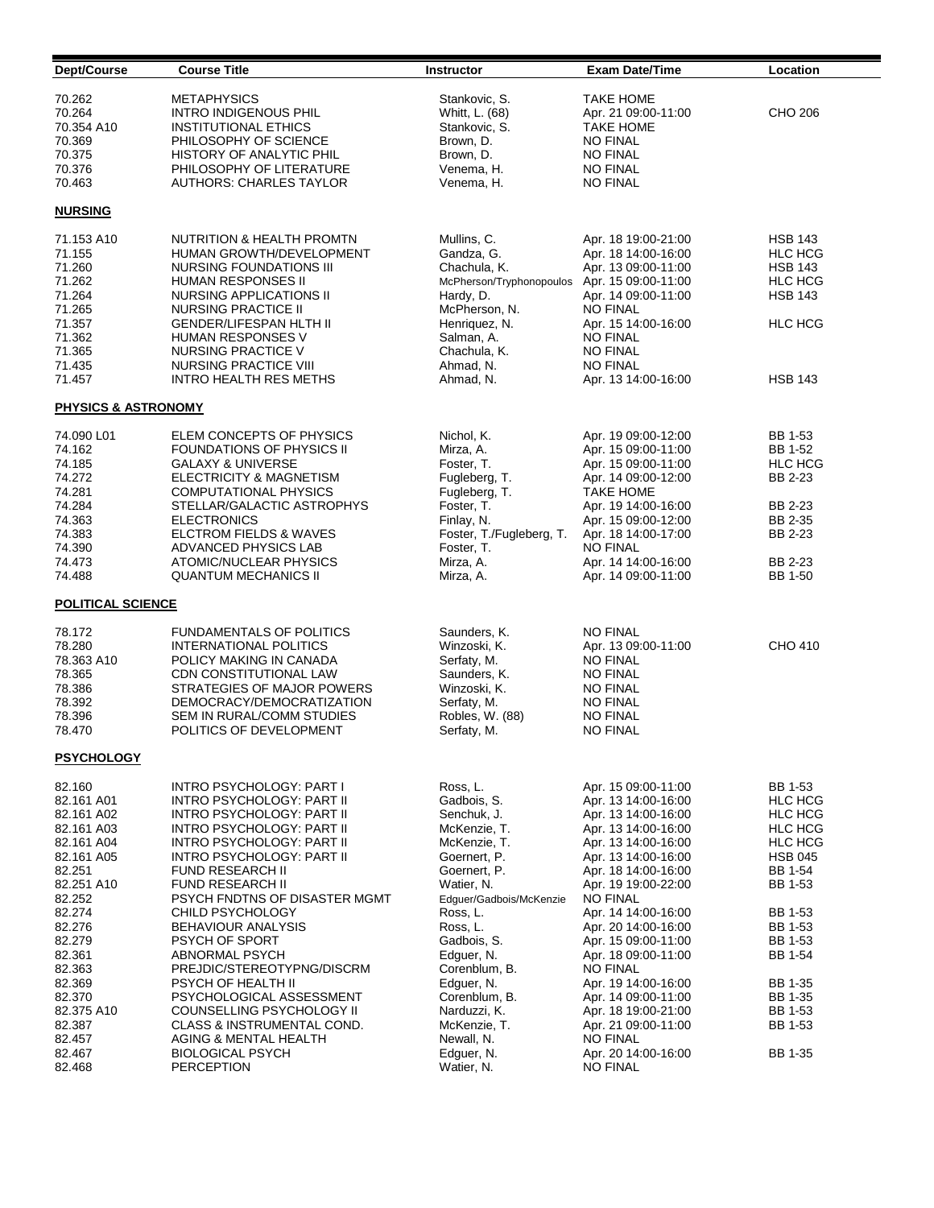| Dept/Course | Course Title | Instructor | Exam Date/Time | Location |
|---|---|---|---|---|
| 70.262 | METAPHYSICS | Stankovic, S. | TAKE HOME | |
| 70.264 | INTRO INDIGENOUS PHIL | Whitt, L. (68) | Apr. 21 09:00-11:00 | CHO 206 |
| 70.354 A10 | INSTITUTIONAL ETHICS | Stankovic, S. | TAKE HOME | |
| 70.369 | PHILOSOPHY OF SCIENCE | Brown, D. | NO FINAL | |
| 70.375 | HISTORY OF ANALYTIC PHIL | Brown, D. | NO FINAL | |
| 70.376 | PHILOSOPHY OF LITERATURE | Venema, H. | NO FINAL | |
| 70.463 | AUTHORS: CHARLES TAYLOR | Venema, H. | NO FINAL | |
| **NURSING** | | | | |
| 71.153 A10 | NUTRITION & HEALTH PROMTN | Mullins, C. | Apr. 18 19:00-21:00 | HSB 143 |
| 71.155 | HUMAN GROWTH/DEVELOPMENT | Gandza, G. | Apr. 18 14:00-16:00 | HLC HCG |
| 71.260 | NURSING FOUNDATIONS III | Chachula, K. | Apr. 13 09:00-11:00 | HSB 143 |
| 71.262 | HUMAN RESPONSES II | McPherson/Tryphonopoulos | Apr. 15 09:00-11:00 | HLC HCG |
| 71.264 | NURSING APPLICATIONS II | Hardy, D. | Apr. 14 09:00-11:00 | HSB 143 |
| 71.265 | NURSING PRACTICE II | McPherson, N. | NO FINAL | |
| 71.357 | GENDER/LIFESPAN HLTH II | Henriquez, N. | Apr. 15 14:00-16:00 | HLC HCG |
| 71.362 | HUMAN RESPONSES V | Salman, A. | NO FINAL | |
| 71.365 | NURSING PRACTICE V | Chachula, K. | NO FINAL | |
| 71.435 | NURSING PRACTICE VIII | Ahmad, N. | NO FINAL | |
| 71.457 | INTRO HEALTH RES METHS | Ahmad, N. | Apr. 13 14:00-16:00 | HSB 143 |
| **PHYSICS & ASTRONOMY** | | | | |
| 74.090 L01 | ELEM CONCEPTS OF PHYSICS | Nichol, K. | Apr. 19 09:00-12:00 | BB 1-53 |
| 74.162 | FOUNDATIONS OF PHYSICS II | Mirza, A. | Apr. 15 09:00-11:00 | BB 1-52 |
| 74.185 | GALAXY & UNIVERSE | Foster, T. | Apr. 15 09:00-11:00 | HLC HCG |
| 74.272 | ELECTRICITY & MAGNETISM | Fugleberg, T. | Apr. 14 09:00-12:00 | BB 2-23 |
| 74.281 | COMPUTATIONAL PHYSICS | Fugleberg, T. | TAKE HOME | |
| 74.284 | STELLAR/GALACTIC ASTROPHYS | Foster, T. | Apr. 19 14:00-16:00 | BB 2-23 |
| 74.363 | ELECTRONICS | Finlay, N. | Apr. 15 09:00-12:00 | BB 2-35 |
| 74.383 | ELCTROM FIELDS & WAVES | Foster, T./Fugleberg, T. | Apr. 18 14:00-17:00 | BB 2-23 |
| 74.390 | ADVANCED PHYSICS LAB | Foster, T. | NO FINAL | |
| 74.473 | ATOMIC/NUCLEAR PHYSICS | Mirza, A. | Apr. 14 14:00-16:00 | BB 2-23 |
| 74.488 | QUANTUM MECHANICS II | Mirza, A. | Apr. 14 09:00-11:00 | BB 1-50 |
| **POLITICAL SCIENCE** | | | | |
| 78.172 | FUNDAMENTALS OF POLITICS | Saunders, K. | NO FINAL | |
| 78.280 | INTERNATIONAL POLITICS | Winzoski, K. | Apr. 13 09:00-11:00 | CHO 410 |
| 78.363 A10 | POLICY MAKING IN CANADA | Serfaty, M. | NO FINAL | |
| 78.365 | CDN CONSTITUTIONAL LAW | Saunders, K. | NO FINAL | |
| 78.386 | STRATEGIES OF MAJOR POWERS | Winzoski, K. | NO FINAL | |
| 78.392 | DEMOCRACY/DEMOCRATIZATION | Serfaty, M. | NO FINAL | |
| 78.396 | SEM IN RURAL/COMM STUDIES | Robles, W. (88) | NO FINAL | |
| 78.470 | POLITICS OF DEVELOPMENT | Serfaty, M. | NO FINAL | |
| **PSYCHOLOGY** | | | | |
| 82.160 | INTRO PSYCHOLOGY: PART I | Ross, L. | Apr. 15 09:00-11:00 | BB 1-53 |
| 82.161 A01 | INTRO PSYCHOLOGY: PART II | Gadbois, S. | Apr. 13 14:00-16:00 | HLC HCG |
| 82.161 A02 | INTRO PSYCHOLOGY: PART II | Senchuk, J. | Apr. 13 14:00-16:00 | HLC HCG |
| 82.161 A03 | INTRO PSYCHOLOGY: PART II | McKenzie, T. | Apr. 13 14:00-16:00 | HLC HCG |
| 82.161 A04 | INTRO PSYCHOLOGY: PART II | McKenzie, T. | Apr. 13 14:00-16:00 | HLC HCG |
| 82.161 A05 | INTRO PSYCHOLOGY: PART II | Goernert, P. | Apr. 13 14:00-16:00 | HSB 045 |
| 82.251 | FUND RESEARCH II | Goernert, P. | Apr. 18 14:00-16:00 | BB 1-54 |
| 82.251 A10 | FUND RESEARCH II | Watier, N. | Apr. 19 19:00-22:00 | BB 1-53 |
| 82.252 | PSYCH FNDTNS OF DISASTER MGMT | Edguer/Gadbois/McKenzie | NO FINAL | |
| 82.274 | CHILD PSYCHOLOGY | Ross, L. | Apr. 14 14:00-16:00 | BB 1-53 |
| 82.276 | BEHAVIOUR ANALYSIS | Ross, L. | Apr. 20 14:00-16:00 | BB 1-53 |
| 82.279 | PSYCH OF SPORT | Gadbois, S. | Apr. 15 09:00-11:00 | BB 1-53 |
| 82.361 | ABNORMAL PSYCH | Edguer, N. | Apr. 18 09:00-11:00 | BB 1-54 |
| 82.363 | PREJDIC/STEREOTYPNG/DISCRM | Corenblum, B. | NO FINAL | |
| 82.369 | PSYCH OF HEALTH II | Edguer, N. | Apr. 19 14:00-16:00 | BB 1-35 |
| 82.370 | PSYCHOLOGICAL ASSESSMENT | Corenblum, B. | Apr. 14 09:00-11:00 | BB 1-35 |
| 82.375 A10 | COUNSELLING PSYCHOLOGY II | Narduzzi, K. | Apr. 18 19:00-21:00 | BB 1-53 |
| 82.387 | CLASS & INSTRUMENTAL COND. | McKenzie, T. | Apr. 21 09:00-11:00 | BB 1-53 |
| 82.457 | AGING & MENTAL HEALTH | Newall, N. | NO FINAL | |
| 82.467 | BIOLOGICAL PSYCH | Edguer, N. | Apr. 20 14:00-16:00 | BB 1-35 |
| 82.468 | PERCEPTION | Watier, N. | NO FINAL | |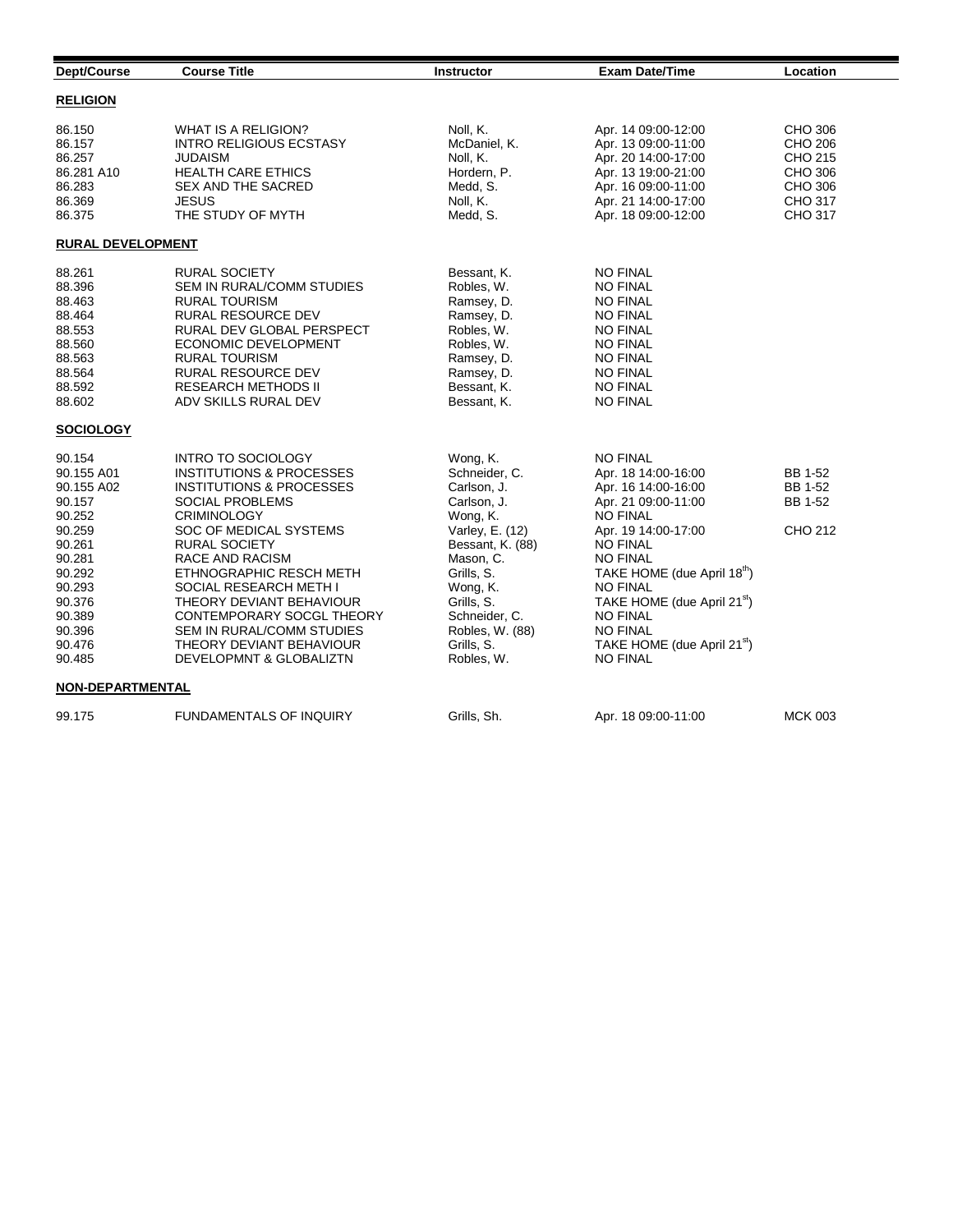| Dept/Course | Course Title | Instructor | Exam Date/Time | Location |
|---|---|---|---|---|
| **RELIGION** | | | | |
| 86.150 | WHAT IS A RELIGION? | Noll, K. | Apr. 14 09:00-12:00 | CHO 306 |
| 86.157 | INTRO RELIGIOUS ECSTASY | McDaniel, K. | Apr. 13 09:00-11:00 | CHO 206 |
| 86.257 | JUDAISM | Noll, K. | Apr. 20 14:00-17:00 | CHO 215 |
| 86.281 A10 | HEALTH CARE ETHICS | Hordern, P. | Apr. 13 19:00-21:00 | CHO 306 |
| 86.283 | SEX AND THE SACRED | Medd, S. | Apr. 16 09:00-11:00 | CHO 306 |
| 86.369 | JESUS | Noll, K. | Apr. 21 14:00-17:00 | CHO 317 |
| 86.375 | THE STUDY OF MYTH | Medd, S. | Apr. 18 09:00-12:00 | CHO 317 |
| **RURAL DEVELOPMENT** | | | | |
| 88.261 | RURAL SOCIETY | Bessant, K. | NO FINAL | |
| 88.396 | SEM IN RURAL/COMM STUDIES | Robles, W. | NO FINAL | |
| 88.463 | RURAL TOURISM | Ramsey, D. | NO FINAL | |
| 88.464 | RURAL RESOURCE DEV | Ramsey, D. | NO FINAL | |
| 88.553 | RURAL DEV GLOBAL PERSPECT | Robles, W. | NO FINAL | |
| 88.560 | ECONOMIC DEVELOPMENT | Robles, W. | NO FINAL | |
| 88.563 | RURAL TOURISM | Ramsey, D. | NO FINAL | |
| 88.564 | RURAL RESOURCE DEV | Ramsey, D. | NO FINAL | |
| 88.592 | RESEARCH METHODS II | Bessant, K. | NO FINAL | |
| 88.602 | ADV SKILLS RURAL DEV | Bessant, K. | NO FINAL | |
| **SOCIOLOGY** | | | | |
| 90.154 | INTRO TO SOCIOLOGY | Wong, K. | NO FINAL | |
| 90.155 A01 | INSTITUTIONS & PROCESSES | Schneider, C. | Apr. 18 14:00-16:00 | BB 1-52 |
| 90.155 A02 | INSTITUTIONS & PROCESSES | Carlson, J. | Apr. 16 14:00-16:00 | BB 1-52 |
| 90.157 | SOCIAL PROBLEMS | Carlson, J. | Apr. 21 09:00-11:00 | BB 1-52 |
| 90.252 | CRIMINOLOGY | Wong, K. | NO FINAL | |
| 90.259 | SOC OF MEDICAL SYSTEMS | Varley, E. (12) | Apr. 19 14:00-17:00 | CHO 212 |
| 90.261 | RURAL SOCIETY | Bessant, K. (88) | NO FINAL | |
| 90.281 | RACE AND RACISM | Mason, C. | NO FINAL | |
| 90.292 | ETHNOGRAPHIC RESCH METH | Grills, S. | TAKE HOME (due April 18th) | |
| 90.293 | SOCIAL RESEARCH METH I | Wong, K. | NO FINAL | |
| 90.376 | THEORY DEVIANT BEHAVIOUR | Grills, S. | TAKE HOME (due April 21st) | |
| 90.389 | CONTEMPORARY SOCGL THEORY | Schneider, C. | NO FINAL | |
| 90.396 | SEM IN RURAL/COMM STUDIES | Robles, W. (88) | NO FINAL | |
| 90.476 | THEORY DEVIANT BEHAVIOUR | Grills, S. | TAKE HOME (due April 21st) | |
| 90.485 | DEVELOPMNT & GLOBALIZTN | Robles, W. | NO FINAL | |
| **NON-DEPARTMENTAL** | | | | |
| 99.175 | FUNDAMENTALS OF INQUIRY | Grills, Sh. | Apr. 18 09:00-11:00 | MCK 003 |